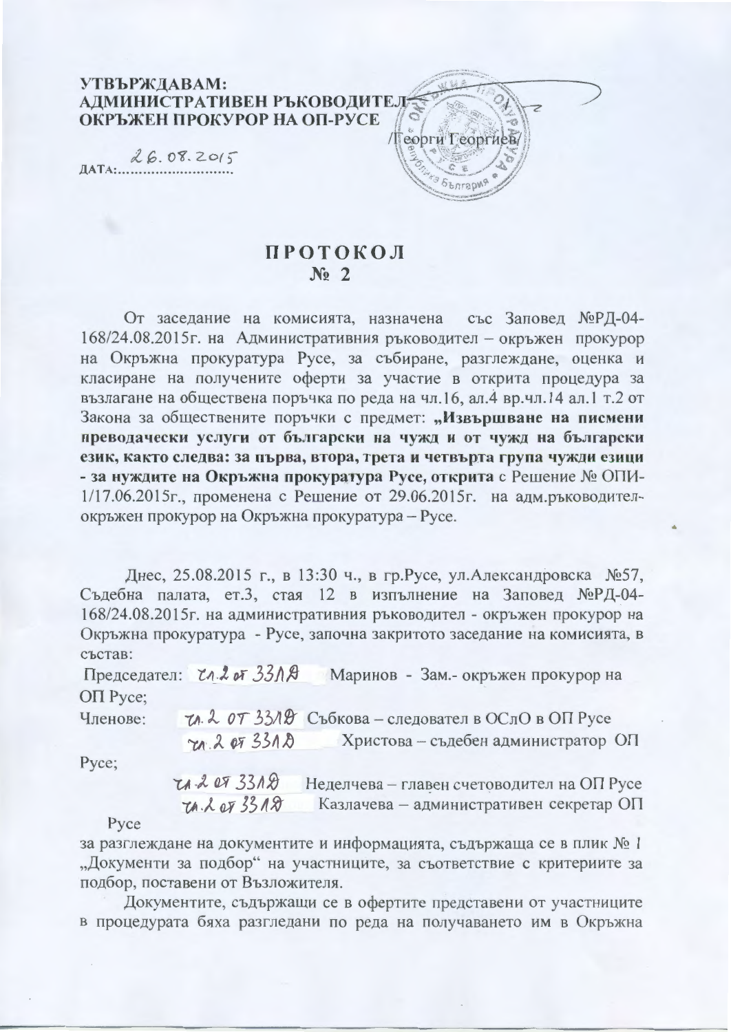**УТВЪРЖДАВАМ:**
**АДМИНИСТРАТИВЕН РЪКОВОДИТЕЛ**
**ОКРЪЖЕН ПРОКУРОР НА ОП-РУСЕ**

/Георги Георгиев/

ДАТА: 26.08.2015

# ПРОТОКОЛ
# № 2

От заседание на комисията, назначена със Заповед №РД-04-168/24.08.2015г. на Административния ръководител – окръжен прокурор на Окръжна прокуратура Русе, за събиране, разглеждане, оценка и класиране на получените оферти за участие в открита процедура за възлагане на обществена поръчка по реда на чл.16, ал.4 вр.чл.14 ал.1 т.2 от Закона за обществените поръчки с предмет: **„Извършване на писмени преводачески услуги от български на чужд и от чужд на български език, както следва: за първа, втора, трета и четвърта група чужди езици - за нуждите на Окръжна прокуратура Русе, открита** с Решение № ОПИ-1/17.06.2015г., променена с Решение от 29.06.2015г. на адм.ръководител-окръжен прокурор на Окръжна прокуратура – Русе.

Днес, 25.08.2015 г., в 13:30 ч., в гр.Русе, ул.Александровска №57, Съдебна палата, ет.3, стая 12 в изпълнение на Заповед №РД-04-168/24.08.2015г. на административния ръководител - окръжен прокурор на Окръжна прокуратура - Русе, започна закритото заседание на комисията, в състав:

Председател: чл.2 от ЗЗЛД Маринов - Зам.- окръжен прокурор на ОП Русе;

Членове: чл.2 от ЗЗЛД Събкова – следовател в ОСлО в ОП Русе

чл.2 от ЗЗЛД Христова – съдебен администратор ОП Русе;

чл.2 от ЗЗЛД Неделчева – главен счетоводител на ОП Русе

чл.2 от ЗЗЛД Казлачева – административен секретар ОП Русе

за разглеждане на документите и информацията, съдържаща се в плик № 1 „Документи за подбор" на участниците, за съответствие с критериите за подбор, поставени от Възложителя.

Документите, съдържащи се в офертите представени от участниците в процедурата бяха разгледани по реда на получаването им в Окръжна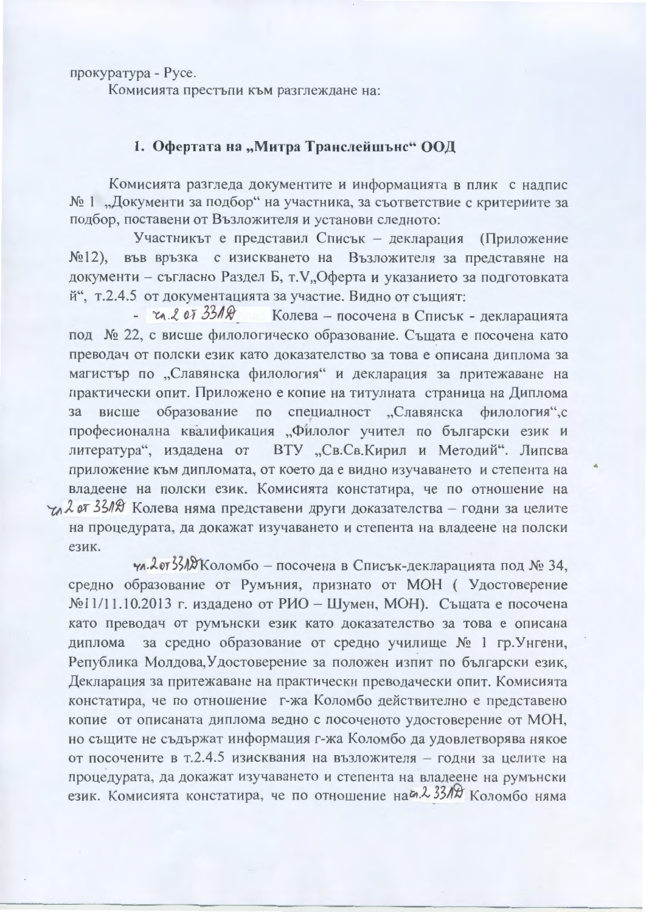прокуратура - Русе.

Комисията престъпи към разглеждане на:

## 1. Офертата на „Митра Транслейшънс" ООД

Комисията разгледа документите и информацията в плик с надпис № 1 „Документи за подбор" на участника, за съответствие с критериите за подбор, поставени от Възложителя и установи следното:

Участникът е представил Списък – декларация (Приложение №12), във връзка с изискването на Възложителя за представяне на документи – съгласно Раздел Б, т.V„Оферта и указанието за подготовката й", т.2.4.5 от документацията за участие. Видно от същият:

- чл.2 от ЗЗЛД Колева – посочена в Списък - декларацията под № 22, с висше филологическо образование. Същата е посочена като преводач от полски език като доказателство за това е описана диплома за магистър по „Славянска филология" и декларация за притежаване на практически опит. Приложено е копие на титулната страница на Диплома за висше образование по специалност „Славянска филология",с професионална квалификация „Филолог учител по български език и литература", издадена от ВТУ „Св.Св.Кирил и Методий". Липсва приложение към дипломата, от което да е видно изучаването и степента на владеене на полски език. Комисията констатира, че по отношение на чл.2 от ЗЗЛД Колева няма представени други доказателства – годни за целите на процедурата, да докажат изучаването и степента на владеене на полски език.

чл.2 от ЗЗЛД Коломбо – посочена в Списък-декларацията под № 34, средно образование от Румъния, признато от МОН ( Удостоверение №11/11.10.2013 г. издадено от РИО – Шумен, МОН). Същата е посочена като преводач от румънски език като доказателство за това е описана диплома за средно образование от средно училище № 1 гр.Унгени, Република Молдова,Удостоверение за положен изпит по български език, Декларация за притежаване на практически преводачески опит. Комисията констатира, че по отношение г-жа Коломбо действително е представено копие от описаната диплома ведно с посоченото удостоверение от МОН, но същите не съдържат информация г-жа Коломбо да удовлетворява някое от посочените в т.2.4.5 изисквания на възложителя – годни за целите на процедурата, да докажат изучаването и степента на владеене на румънски език. Комисията констатира, че по отношение на чл.2 ЗЗЛД Коломбо няма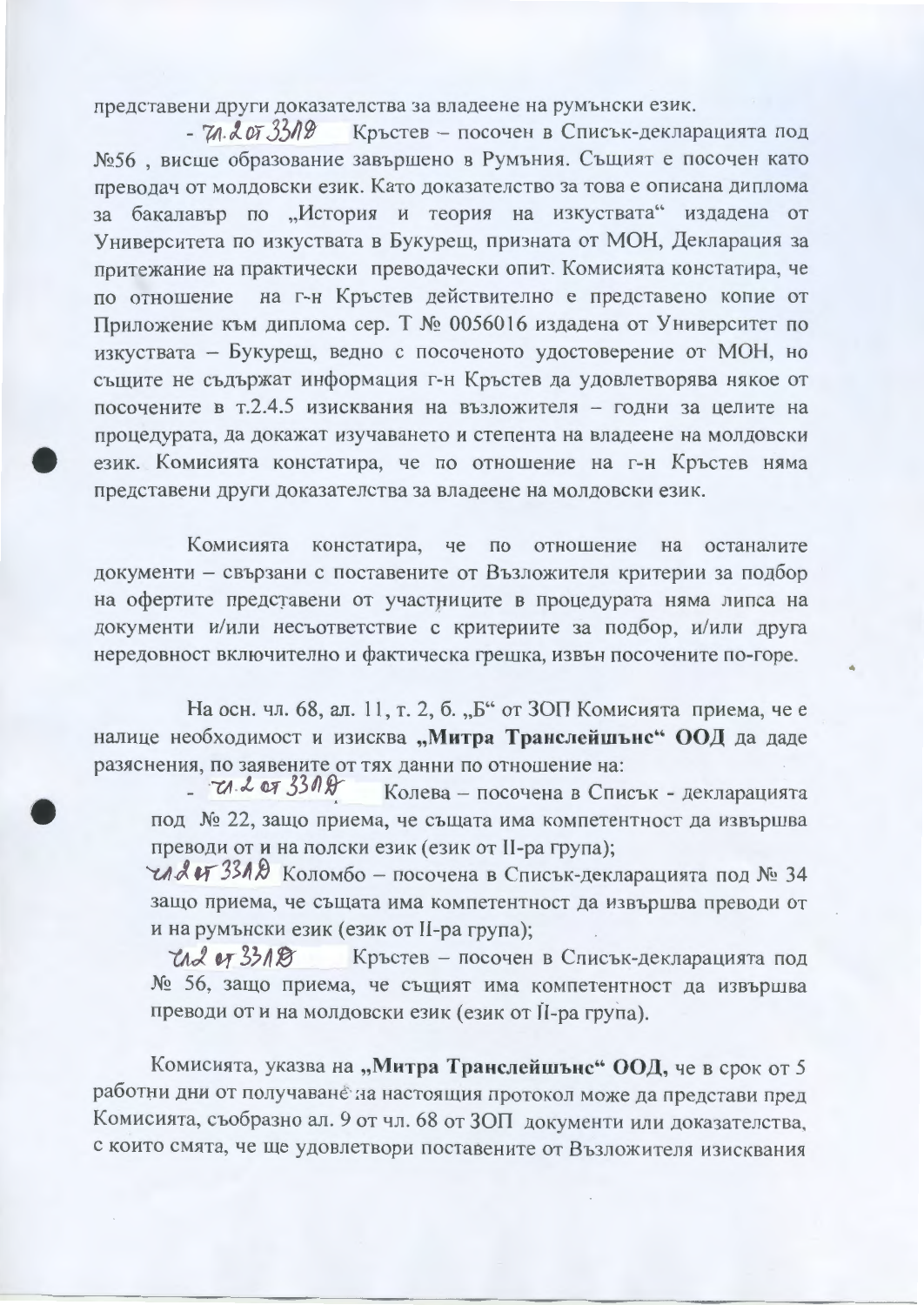представени други доказателства за владеене на румънски език.

- чл.2 от ЗЗЛД Кръстев – посочен в Списък-декларацията под №56 , висше образование завършено в Румъния. Същият е посочен като преводач от молдовски език. Като доказателство за това е описана диплома за бакалавър по „История и теория на изкуствата" издадена от Университета по изкуствата в Букурещ, призната от МОН, Декларация за притежание на практически преводачески опит. Комисията констатира, че по отношение на г-н Кръстев действително е представено копие от Приложение към диплома сер. Т № 0056016 издадена от Университет по изкуствата – Букурещ, ведно с посоченото удостоверение от МОН, но същите не съдържат информация г-н Кръстев да удовлетворява някое от посочените в т.2.4.5 изисквания на възложителя – годни за целите на процедурата, да докажат изучаването и степента на владеене на молдовски език. Комисията констатира, че по отношение на г-н Кръстев няма представени други доказателства за владеене на молдовски език.

Комисията констатира, че по отношение на останалите документи – свързани с поставените от Възложителя критерии за подбор на офертите представени от участниците в процедурата няма липса на документи и/или несъответствие с критериите за подбор, и/или друга нередовност включително и фактическа грешка, извън посочените по-горе.

На осн. чл. 68, ал. 11, т. 2, б. „Б" от ЗОП Комисията приема, че е налице необходимост и изисква **„Митра Транслейшънс" ООД** да даде разяснения, по заявените от тях данни по отношение на:

- чл.2 от ЗЗЛД Колева – посочена в Списък - декларацията под № 22, защо приема, че същата има компетентност да извършва преводи от и на полски език (език от II-ра група);
- чл.2 от ЗЗЛД Коломбо – посочена в Списък-декларацията под № 34 защо приема, че същата има компетентност да извършва преводи от и на румънски език (език от II-ра група);
- чл.2 от ЗЗЛД Кръстев – посочен в Списък-декларацията под № 56, защо приема, че същият има компетентност да извършва преводи от и на молдовски език (език от II-ра група).

Комисията, указва на **„Митра Транслейшънс" ООД,** че в срок от 5 работни дни от получаване на настоящия протокол може да представи пред Комисията, съобразно ал. 9 от чл. 68 от ЗОП документи или доказателства, с които смята, че ще удовлетвори поставените от Възложителя изисквания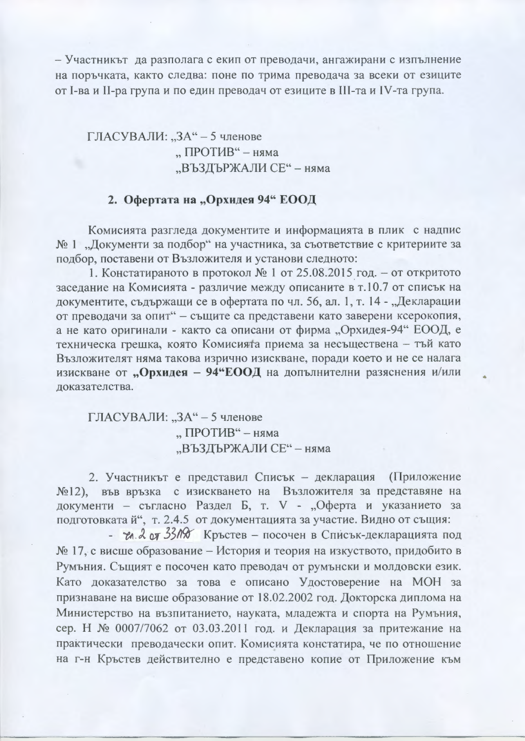– Участникът да разполага с екип от преводачи, ангажирани с изпълнение на поръчката, както следва: поне по трима преводача за всеки от езиците от I-ва и II-ра група и по един преводач от езиците в III-та и IV-та група.

ГЛАСУВАЛИ: „ЗА“ – 5 членове
„ ПРОТИВ“ – няма
„ВЪЗДЪРЖАЛИ СЕ“ – няма

**2. Офертата на „Орхидея 94“ ЕООД**

Комисията разгледа документите и информацията в плик с надпис № 1 „Документи за подбор“ на участника, за съответствие с критериите за подбор, поставени от Възложителя и установи следното:

1. Констатираното в протокол № 1 от 25.08.2015 год. – от откритото заседание на Комисията - различие между описаните в т.10.7 от списък на документите, съдържащи се в офертата по чл. 56, ал. 1, т. 14 - „Декларации от преводачи за опит“ – същите са представени като заверени ксерокопия, а не като оригинали - както са описани от фирма „Орхидея-94“ ЕООД, е техническа грешка, която Комисията приема за несъществена – тъй като Възложителят няма такова изрично изискване, поради което и не се налага изискване от **„Орхидея – 94“ЕООД** на допълнителни разяснения и/или доказателства.

ГЛАСУВАЛИ: „ЗА“ – 5 членове
„ ПРОТИВ“ – няма
„ВЪЗДЪРЖАЛИ СЕ“ – няма

2. Участникът е представил Списък – декларация (Приложение №12), във връзка с изискването на Възложителя за представяне на документи – съгласно Раздел Б, т. V - „Оферта и указанието за подготовката й“, т. 2.4.5 от документацията за участие. Видно от същия:

- чл. 2 от ЗЗЛД Кръстев – посочен в Списък-декларацията под № 17, с висше образование – История и теория на изкуството, придобито в Румъния. Същият е посочен като преводач от румънски и молдовски език. Като доказателство за това е описано Удостоверение на МОН за признаване на висше образование от 18.02.2002 год. Докторска диплома на Министерство на възпитанието, науката, младежта и спорта на Румъния, сер. Н № 0007/7062 от 03.03.2011 год. и Декларация за притежание на практически преводачески опит. Комисията констатира, че по отношение на г-н Кръстев действително е представено копие от Приложение към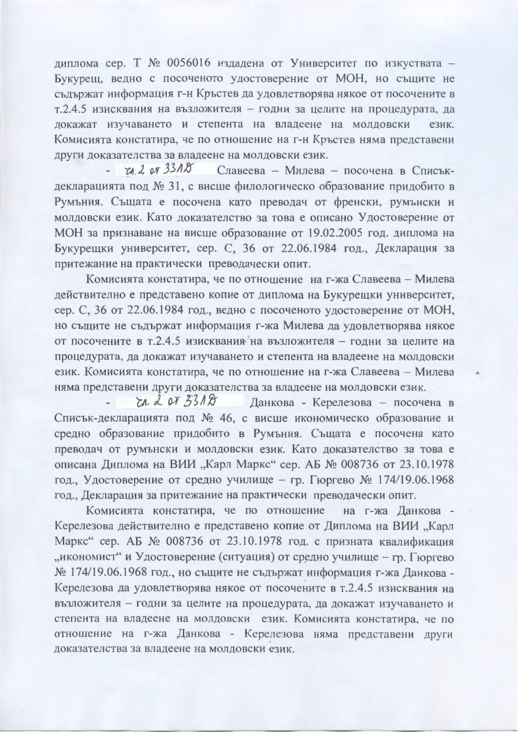диплома сер. Т № 0056016 издадена от Университет по изкуствата – Букурещ, ведно с посоченото удостоверение от МОН, но същите не съдържат информация г-н Кръстев да удовлетворява някое от посочените в т.2.4.5 изисквания на възложителя – годни за целите на процедурата, да докажат изучаването и степента на владеене на молдовски език. Комисията констатира, че по отношение на г-н Кръстев няма представени други доказателства за владеене на молдовски език.

- чл.2 от ЗЗЛД Славеева – Милева – посочена в Списък-декларацията под № 31, с висше филологическо образование придобито в Румъния. Същата е посочена като преводач от френски, румънски и молдовски език. Като доказателство за това е описано Удостоверение от МОН за признаване на висше образование от 19.02.2005 год. диплома на Букурещки университет, сер. С, 36 от 22.06.1984 год., Декларация за притежание на практически преводачески опит.

Комисията констатира, че по отношение на г-жа Славеева – Милева действително е представено копие от диплома на Букурещки университет, сер. С, 36 от 22.06.1984 год., ведно с посоченото удостоверение от МОН, но същите не съдържат информация г-жа Милева да удовлетворява някое от посочените в т.2.4.5 изисквания на възложителя – годни за целите на процедурата, да докажат изучаването и степента на владеене на молдовски език. Комисията констатира, че по отношение на г-жа Славеева – Милева няма представени други доказателства за владеене на молдовски език.

- чл.2 от ЗЗЛД Данкова - Керелезова – посочена в Списък-декларацията под № 46, с висше икономическо образование и средно образование придобито в Румъния. Същата е посочена като преводач от румънски и молдовски език. Като доказателство за това е описана Диплома на ВИИ „Карл Маркс“ сер. АБ № 008736 от 23.10.1978 год., Удостоверение от средно училище – гр. Гюргево № 174/19.06.1968 год., Декларация за притежание на практически преводачески опит.

Комисията констатира, че по отношение на г-жа Данкова - Керелезова действително е представено копие от Диплома на ВИИ „Карл Маркс“ сер. АБ № 008736 от 23.10.1978 год. с призната квалификация „икономист“ и Удостоверение (ситуация) от средно училище – гр. Гюргево № 174/19.06.1968 год., но същите не съдържат информация г-жа Данкова - Керелезова да удовлетворява някое от посочените в т.2.4.5 изисквания на възложителя – годни за целите на процедурата, да докажат изучаването и степента на владеене на молдовски език. Комисията констатира, че по отношение на г-жа Данкова - Керелезова няма представени други доказателства за владеене на молдовски език.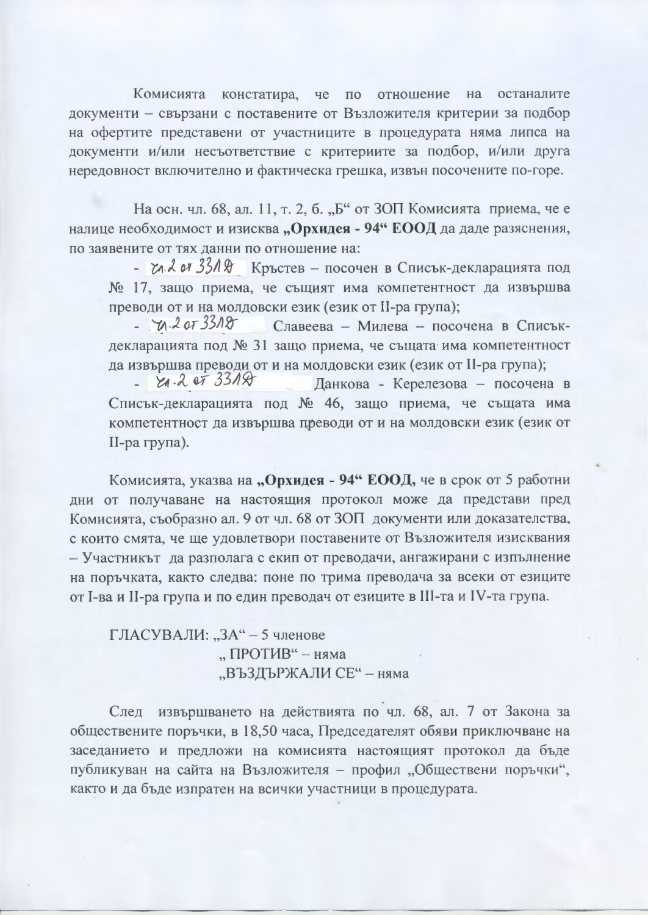Комисията констатира, че по отношение на останалите документи – свързани с поставените от Възложителя критерии за подбор на офертите представени от участниците в процедурата няма липса на документи и/или несъответствие с критериите за подбор, и/или друга нередовност включително и фактическа грешка, извън посочените по-горе.

На осн. чл. 68, ал. 11, т. 2, б. „Б“ от ЗОП Комисията приема, че е налице необходимост и изисква **„Орхидея - 94“ ЕООД** да даде разяснения, по заявените от тях данни по отношение на:

- чл.2 от 33ЛД Кръстев – посочен в Списък-декларацията под № 17, защо приема, че същият има компетентност да извършва преводи от и на молдовски език (език от II-ра група);
- чл.2 от 33ЛД Славеева – Милева – посочена в Списък-декларацията под № 31 защо приема, че същата има компетентност да извършва преводи от и на молдовски език (език от II-ра група);
- чл.2 от 33ЛД Данкова - Керелезова – посочена в Списък-декларацията под № 46, защо приема, че същата има компетентност да извършва преводи от и на молдовски език (език от II-ра група).

Комисията, указва на **„Орхидея - 94“ ЕООД,** че в срок от 5 работни дни от получаване на настоящия протокол може да представи пред Комисията, съобразно ал. 9 от чл. 68 от ЗОП документи или доказателства, с които смята, че ще удовлетвори поставените от Възложителя изисквания – Участникът да разполага с екип от преводачи, ангажирани с изпълнение на поръчката, както следва: поне по трима преводача за всеки от езиците от I-ва и II-ра група и по един преводач от езиците в III-та и IV-та група.

ГЛАСУВАЛИ: „ЗА“ – 5 членове
„ ПРОТИВ“ – няма
„ВЪЗДЪРЖАЛИ СЕ“ – няма

След извършването на действията по чл. 68, ал. 7 от Закона за обществените поръчки, в 18,50 часа, Председателят обяви приключване на заседанието и предложи на комисията настоящият протокол да бъде публикуван на сайта на Възложителя – профил „Обществени поръчки“, както и да бъде изпратен на всички участници в процедурата.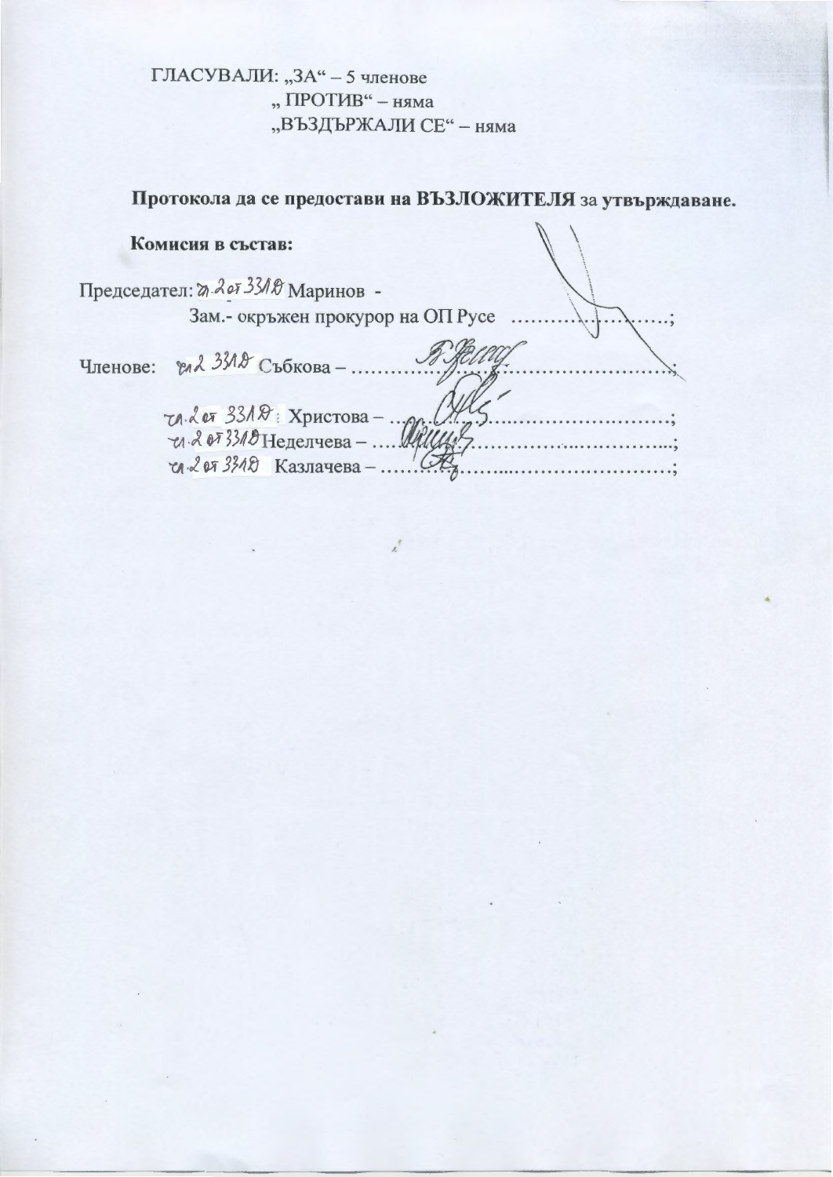ГЛАСУВАЛИ: „ЗА" – 5 членове
„ ПРОТИВ" – няма
„ВЪЗДЪРЖАЛИ СЕ" – няма

**Протокола да се предостави на ВЪЗЛОЖИТЕЛЯ за утвърждаване.**

**Комисия в състав:**

Председател: чл.2 от 33ЛД Маринов -
Зам.- окръжен прокурор на ОП Русе ……………………;

Членове: чл.2 33ЛД Събкова – ……………………………………;

чл.2 от 33ЛД Христова – ……………………………;
чл.2 от 33ЛД Неделчева – ……………………………;
чл.2 от 33ЛД Казлачева – ……………………………;